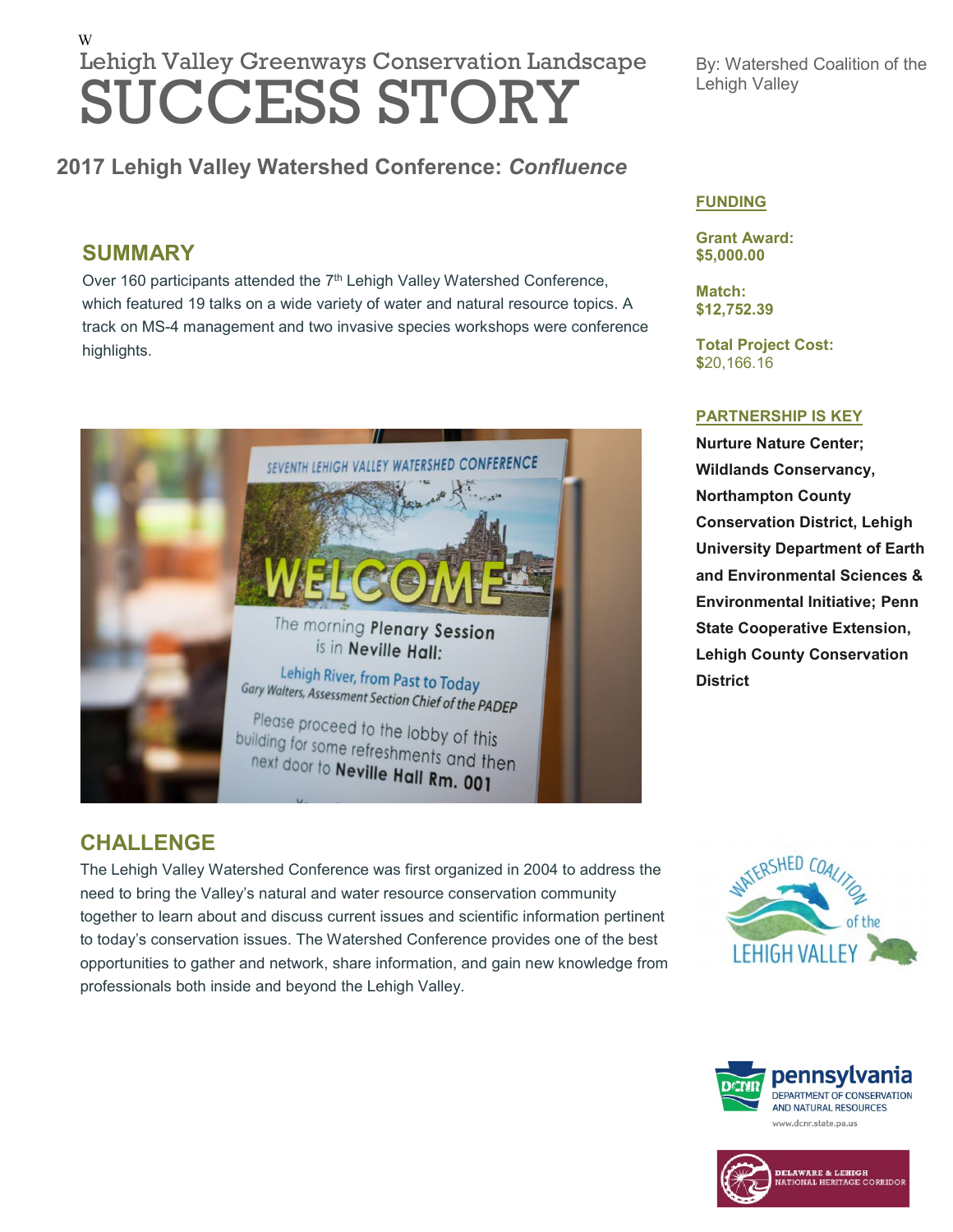W

# Lehigh Valley Greenways Conservation Landscape SUCCESS STORY

By: Watershed Coalition of the Lehigh Valley

## 2017 Lehigh Valley Watershed Conference: *Confluence*

### SUMMARY

Over 160 participants attended the 7th Lehigh Valley Watershed Conference, which featured 19 talks on a wide variety of water and natural resource topics. A track on MS-4 management and two invasive species workshops were conference highlights.

### FUNDING

**Grant Award:**
**$5,000.00**

**Match:**
**$12,752.39**

**Total Project Cost:**
$20,166.16

### PARTNERSHIP IS KEY

**Nurture Nature Center; Wildlands Conservancy, Northampton County Conservation District, Lehigh University Department of Earth and Environmental Sciences & Environmental Initiative; Penn State Cooperative Extension, Lehigh County Conservation District**

### CHALLENGE

The Lehigh Valley Watershed Conference was first organized in 2004 to address the need to bring the Valley's natural and water resource conservation community together to learn about and discuss current issues and scientific information pertinent to today's conservation issues. The Watershed Conference provides one of the best opportunities to gather and network, share information, and gain new knowledge from professionals both inside and beyond the Lehigh Valley.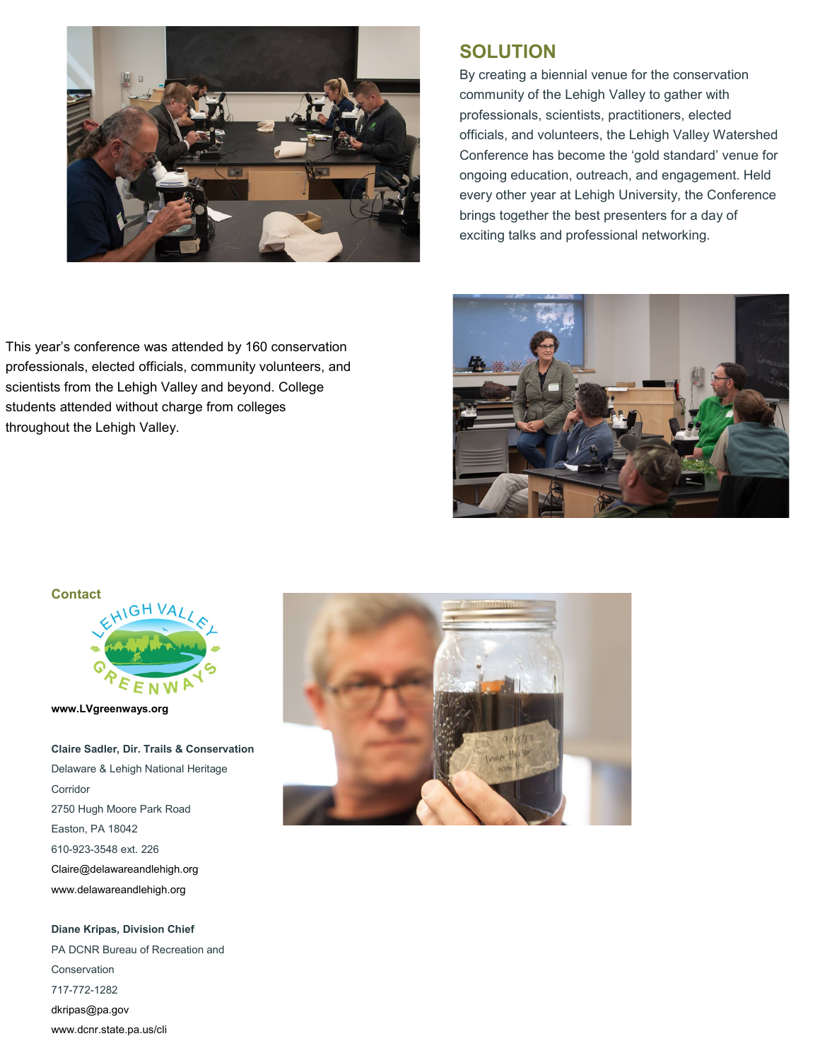## SOLUTION

By creating a biennial venue for the conservation community of the Lehigh Valley to gather with professionals, scientists, practitioners, elected officials, and volunteers, the Lehigh Valley Watershed Conference has become the 'gold standard' venue for ongoing education, outreach, and engagement. Held every other year at Lehigh University, the Conference brings together the best presenters for a day of exciting talks and professional networking.

This year's conference was attended by 160 conservation professionals, elected officials, community volunteers, and scientists from the Lehigh Valley and beyond. College students attended without charge from colleges throughout the Lehigh Valley.

### Contact

**www.LVgreenways.org**

**Claire Sadler, Dir. Trails & Conservation**
Delaware & Lehigh National Heritage Corridor
2750 Hugh Moore Park Road
Easton, PA 18042
610-923-3548 ext. 226
Claire@delawareandlehigh.org
www.delawareandlehigh.org

**Diane Kripas, Division Chief**
PA DCNR Bureau of Recreation and Conservation
717-772-1282
dkripas@pa.gov
www.dcnr.state.pa.us/cli